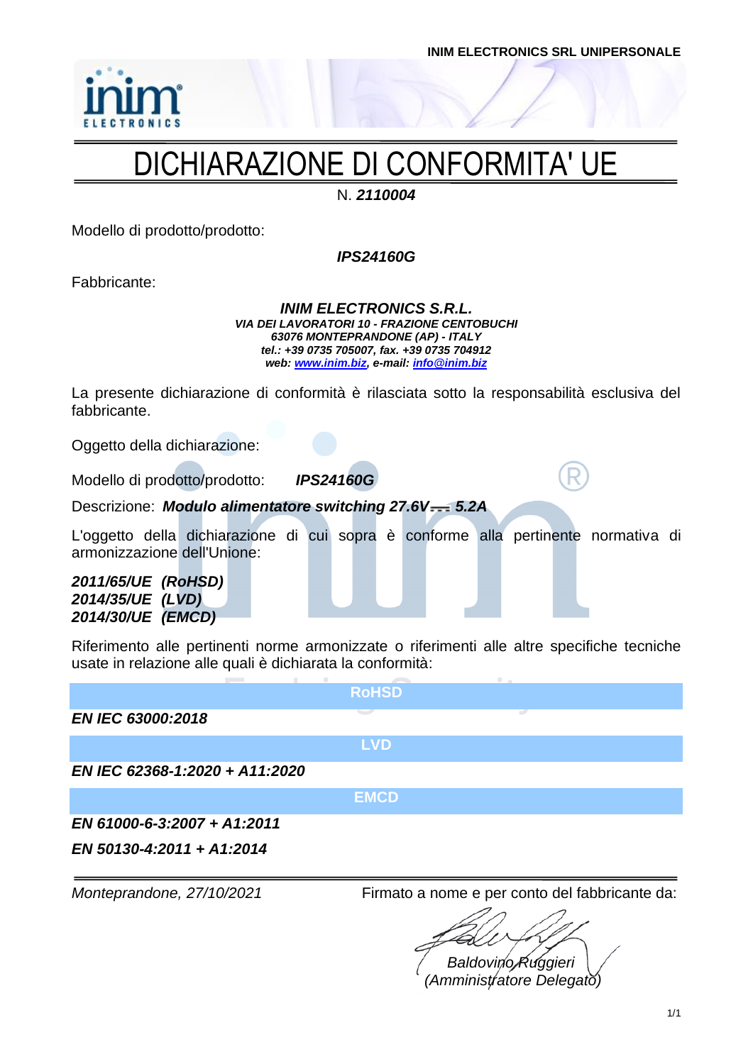INIM ELECTRONICS SRL UNIPERSONALE

# DICHIARAZIONE DI CONFORMITA' UE

N. ***2110004***

Modello di prodotto/prodotto:

***IPS24160G***

Fabbricante:

***INIM ELECTRONICS S.R.L.***
***VIA DEI LAVORATORI 10 - FRAZIONE CENTOBUCHI***
***63076 MONTEPRANDONE (AP) - ITALY***
***tel.: +39 0735 705007, fax. +39 0735 704912***
***web: www.inim.biz, e-mail: info@inim.biz***

La presente dichiarazione di conformità è rilasciata sotto la responsabilità esclusiva del fabbricante.

Oggetto della dichiarazione:

Modello di prodotto/prodotto: ***IPS24160G***

Descrizione: ***Modulo alimentatore switching 27.6V⎓ 5.2A***

L'oggetto della dichiarazione di cui sopra è conforme alla pertinente normativa di armonizzazione dell'Unione:

***2011/65/UE (RoHSD)***
***2014/35/UE (LVD)***
***2014/30/UE (EMCD)***

Riferimento alle pertinenti norme armonizzate o riferimenti alle altre specifiche tecniche usate in relazione alle quali è dichiarata la conformità:

**RoHSD**

***EN IEC 63000:2018***

**LVD**

***EN IEC 62368-1:2020 + A11:2020***

**EMCD**

***EN 61000-6-3:2007 + A1:2011***

***EN 50130-4:2011 + A1:2014***

*Monteprandone, 27/10/2021*

Firmato a nome e per conto del fabbricante da:

*Baldovino Ruggieri*
*(Amministratore Delegato)*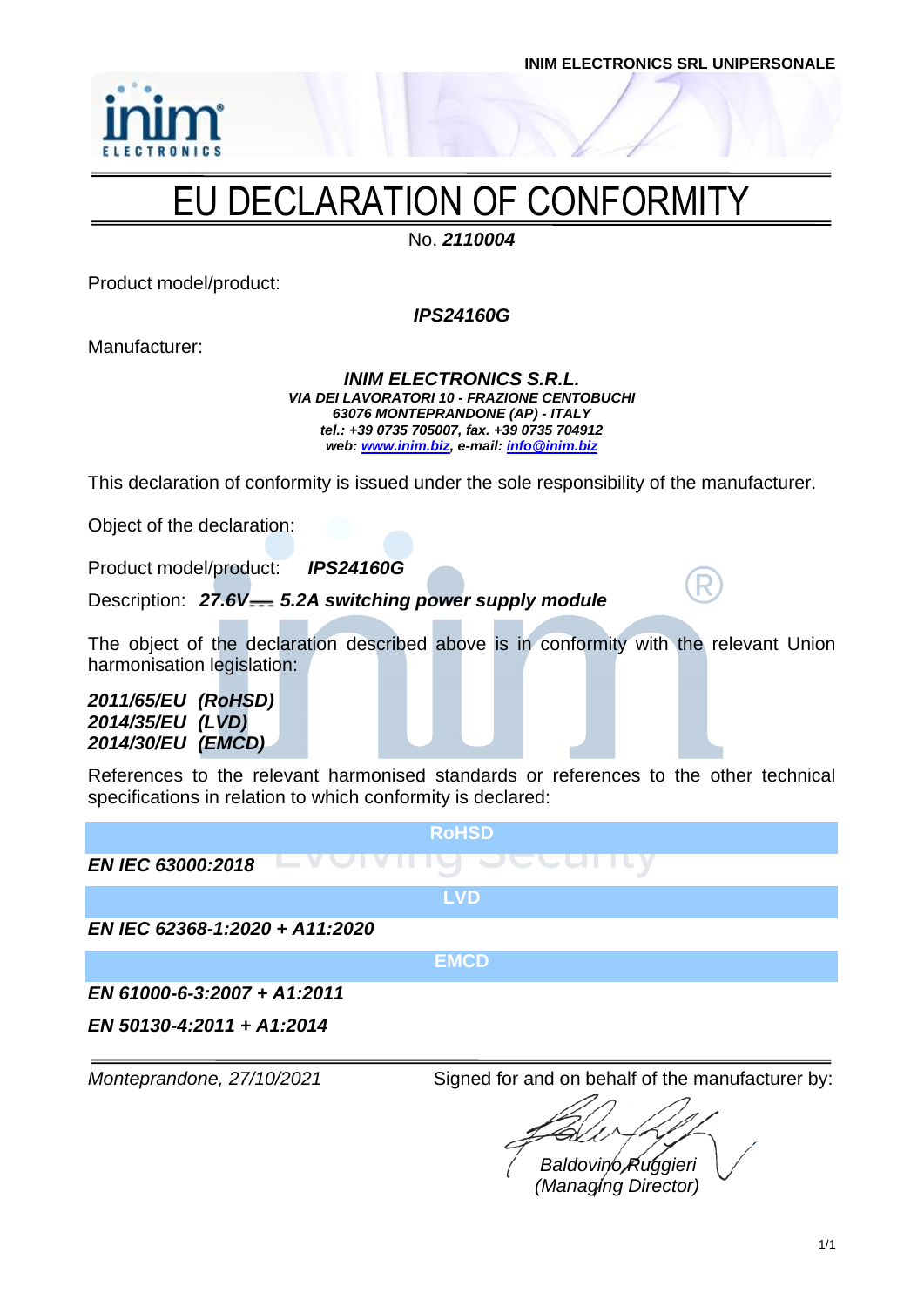INIM ELECTRONICS SRL UNIPERSONALE

# EU DECLARATION OF CONFORMITY

No. ***2110004***

Product model/product:

***IPS24160G***

Manufacturer:

***INIM ELECTRONICS S.R.L.***
***VIA DEI LAVORATORI 10 - FRAZIONE CENTOBUCHI***
***63076 MONTEPRANDONE (AP) - ITALY***
***tel.: +39 0735 705007, fax. +39 0735 704912***
***web: www.inim.biz, e-mail: info@inim.biz***

This declaration of conformity is issued under the sole responsibility of the manufacturer.

Object of the declaration:

Product model/product: ***IPS24160G***

Description: ***27.6V⎓ 5.2A switching power supply module***

The object of the declaration described above is in conformity with the relevant Union harmonisation legislation:

***2011/65/EU (RoHSD)***
***2014/35/EU (LVD)***
***2014/30/EU (EMCD)***

References to the relevant harmonised standards or references to the other technical specifications in relation to which conformity is declared:

**RoHSD**

***EN IEC 63000:2018***

**LVD**

***EN IEC 62368-1:2020 + A11:2020***

**EMCD**

***EN 61000-6-3:2007 + A1:2011***

***EN 50130-4:2011 + A1:2014***

*Monteprandone, 27/10/2021*

Signed for and on behalf of the manufacturer by:

*Baldovino Ruggieri*
*(Managing Director)*